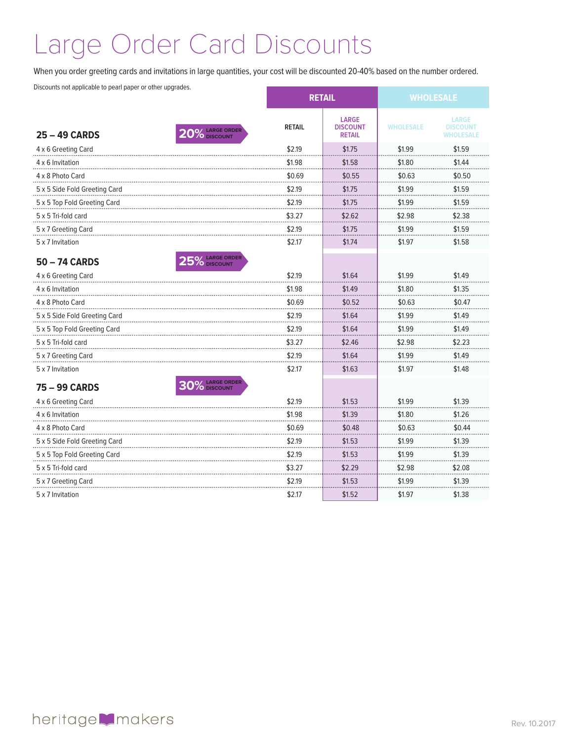# Large Order Card Discounts

When you order greeting cards and invitations in large quantities, your cost will be discounted 20-40% based on the number ordered.

Discounts not applicable to pearl paper or other upgrades.

| | RETAIL | | WHOLESALE | |
|---|---|---|---|---|
| | RETAIL | LARGE DISCOUNT RETAIL | WHOLESALE | LARGE DISCOUNT WHOLESALE |
| **25 – 49 CARDS** — 20% LARGE ORDER DISCOUNT | | | | |
| 4 x 6 Greeting Card | $2.19 | $1.75 | $1.99 | $1.59 |
| 4 x 6 Invitation | $1.98 | $1.58 | $1.80 | $1.44 |
| 4 x 8 Photo Card | $0.69 | $0.55 | $0.63 | $0.50 |
| 5 x 5 Side Fold Greeting Card | $2.19 | $1.75 | $1.99 | $1.59 |
| 5 x 5 Top Fold Greeting Card | $2.19 | $1.75 | $1.99 | $1.59 |
| 5 x 5 Tri-fold card | $3.27 | $2.62 | $2.98 | $2.38 |
| 5 x 7 Greeting Card | $2.19 | $1.75 | $1.99 | $1.59 |
| 5 x 7 Invitation | $2.17 | $1.74 | $1.97 | $1.58 |
| **50 – 74 CARDS** — 25% LARGE ORDER DISCOUNT | | | | |
| 4 x 6 Greeting Card | $2.19 | $1.64 | $1.99 | $1.49 |
| 4 x 6 Invitation | $1.98 | $1.49 | $1.80 | $1.35 |
| 4 x 8 Photo Card | $0.69 | $0.52 | $0.63 | $0.47 |
| 5 x 5 Side Fold Greeting Card | $2.19 | $1.64 | $1.99 | $1.49 |
| 5 x 5 Top Fold Greeting Card | $2.19 | $1.64 | $1.99 | $1.49 |
| 5 x 5 Tri-fold card | $3.27 | $2.46 | $2.98 | $2.23 |
| 5 x 7 Greeting Card | $2.19 | $1.64 | $1.99 | $1.49 |
| 5 x 7 Invitation | $2.17 | $1.63 | $1.97 | $1.48 |
| **75 – 99 CARDS** — 30% LARGE ORDER DISCOUNT | | | | |
| 4 x 6 Greeting Card | $2.19 | $1.53 | $1.99 | $1.39 |
| 4 x 6 Invitation | $1.98 | $1.39 | $1.80 | $1.26 |
| 4 x 8 Photo Card | $0.69 | $0.48 | $0.63 | $0.44 |
| 5 x 5 Side Fold Greeting Card | $2.19 | $1.53 | $1.99 | $1.39 |
| 5 x 5 Top Fold Greeting Card | $2.19 | $1.53 | $1.99 | $1.39 |
| 5 x 5 Tri-fold card | $3.27 | $2.29 | $2.98 | $2.08 |
| 5 x 7 Greeting Card | $2.19 | $1.53 | $1.99 | $1.39 |
| 5 x 7 Invitation | $2.17 | $1.52 | $1.97 | $1.38 |

heritage makers

Rev. 10.2017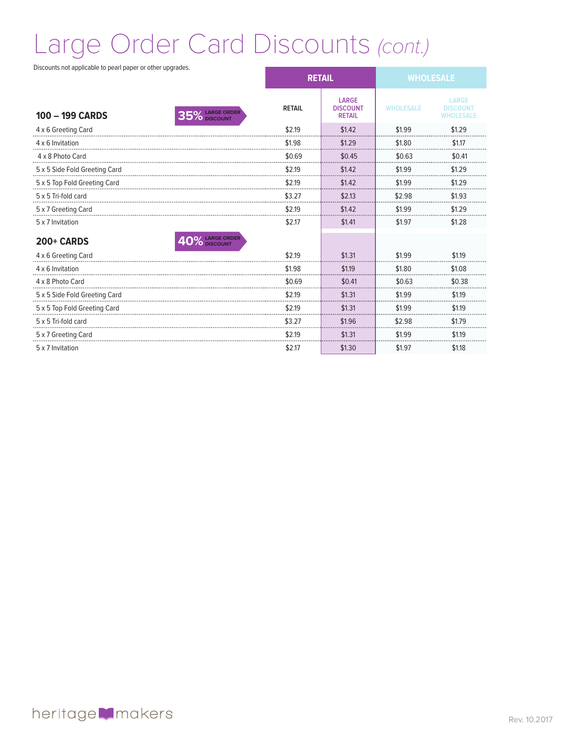# Large Order Card Discounts *(cont.)*

Discounts not applicable to pearl paper or other upgrades.

| | RETAIL | | WHOLESALE | |
|---|---|---|---|---|
| **100 – 199 CARDS** — 35% LARGE ORDER DISCOUNT | RETAIL | LARGE DISCOUNT RETAIL | WHOLESALE | LARGE DISCOUNT WHOLESALE |
| 4 x 6 Greeting Card | $2.19 | $1.42 | $1.99 | $1.29 |
| 4 x 6 Invitation | $1.98 | $1.29 | $1.80 | $1.17 |
| 4 x 8 Photo Card | $0.69 | $0.45 | $0.63 | $0.41 |
| 5 x 5 Side Fold Greeting Card | $2.19 | $1.42 | $1.99 | $1.29 |
| 5 x 5 Top Fold Greeting Card | $2.19 | $1.42 | $1.99 | $1.29 |
| 5 x 5 Tri-fold card | $3.27 | $2.13 | $2.98 | $1.93 |
| 5 x 7 Greeting Card | $2.19 | $1.42 | $1.99 | $1.29 |
| 5 x 7 Invitation | $2.17 | $1.41 | $1.97 | $1.28 |
| **200+ CARDS** — 40% LARGE ORDER DISCOUNT | | | | |
| 4 x 6 Greeting Card | $2.19 | $1.31 | $1.99 | $1.19 |
| 4 x 6 Invitation | $1.98 | $1.19 | $1.80 | $1.08 |
| 4 x 8 Photo Card | $0.69 | $0.41 | $0.63 | $0.38 |
| 5 x 5 Side Fold Greeting Card | $2.19 | $1.31 | $1.99 | $1.19 |
| 5 x 5 Top Fold Greeting Card | $2.19 | $1.31 | $1.99 | $1.19 |
| 5 x 5 Tri-fold card | $3.27 | $1.96 | $2.98 | $1.79 |
| 5 x 7 Greeting Card | $2.19 | $1.31 | $1.99 | $1.19 |
| 5 x 7 Invitation | $2.17 | $1.30 | $1.97 | $1.18 |

heritage makers

Rev. 10.2017